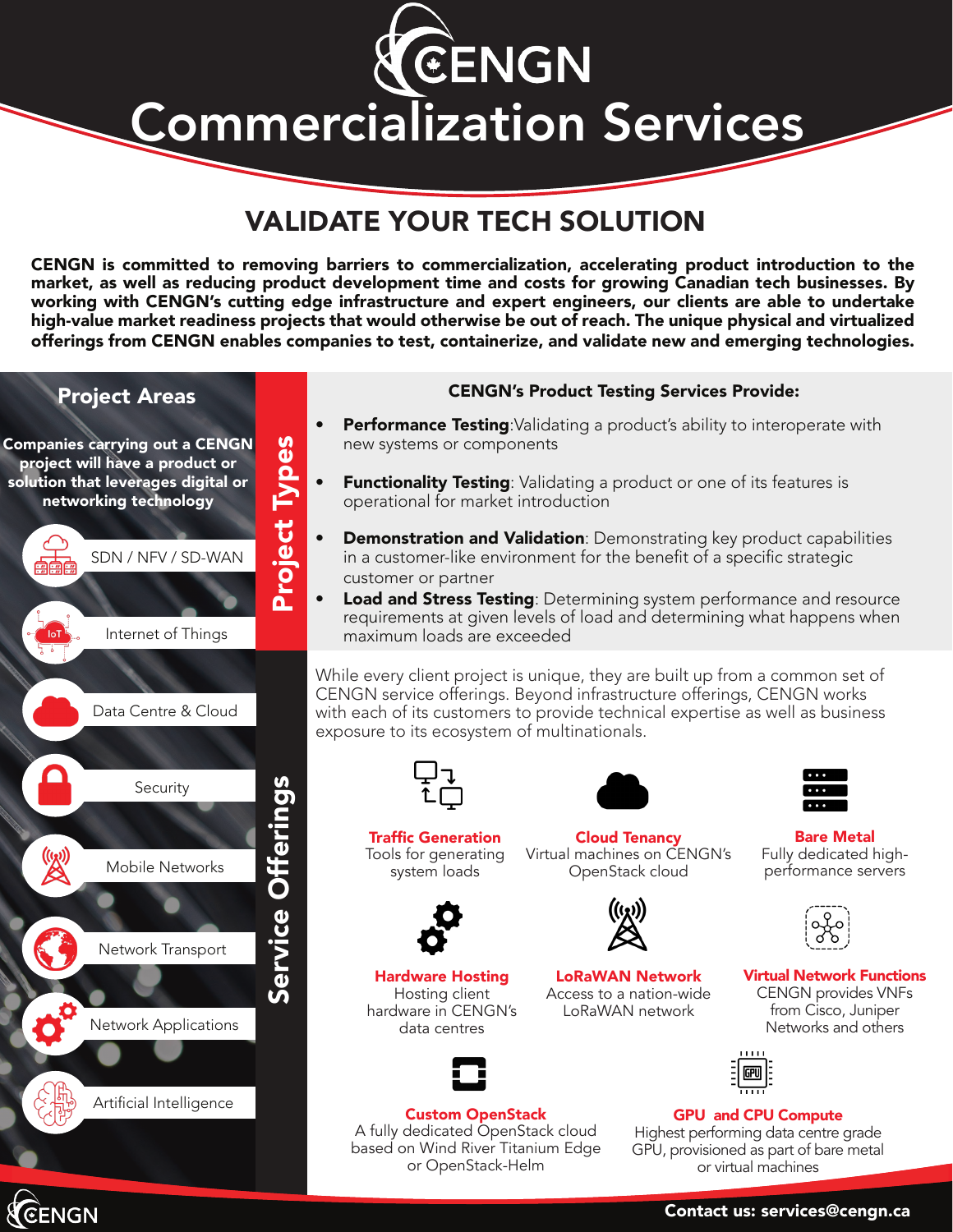# CENGN Commercialization Services

## VALIDATE YOUR TECH SOLUTION

**CENGN is committed to removing barriers to commercialization, accelerating product introduction to the market, as well as reducing product development time and costs for growing Canadian tech businesses. By working with CENGN's cutting edge infrastructure and expert engineers, our clients are able to undertake high-value market readiness projects that would otherwise be out of reach. The unique physical and virtualized offerings from CENGN enables companies to test, containerize, and validate new and emerging technologies.**

## Project Areas

**Companies carrying out a CENGN project will have a product or solution that leverages digital or networking technology**

- SDN / NFV / SD-WAN
- Internet of Things
- Data Centre & Cloud
- Security
- Mobile Networks
- Network Transport
- Network Applications
- Artificial Intelligence

## Project Types

### CENGN's Product Testing Services Provide:

- **Performance Testing**: Validating a product's ability to interoperate with new systems or components
- **Functionality Testing**: Validating a product or one of its features is operational for market introduction
- **Demonstration and Validation**: Demonstrating key product capabilities in a customer-like environment for the benefit of a specific strategic customer or partner
- **Load and Stress Testing**: Determining system performance and resource requirements at given levels of load and determining what happens when maximum loads are exceeded

## Service Offerings

While every client project is unique, they are built up from a common set of CENGN service offerings. Beyond infrastructure offerings, CENGN works with each of its customers to provide technical expertise as well as business exposure to its ecosystem of multinationals.

**Traffic Generation**
Tools for generating system loads

**Cloud Tenancy**
Virtual machines on CENGN's OpenStack cloud

**Bare Metal**
Fully dedicated high-performance servers

**Hardware Hosting**
Hosting client hardware in CENGN's data centres

**LoRaWAN Network**
Access to a nation-wide LoRaWAN network

**Virtual Network Functions**
CENGN provides VNFs from Cisco, Juniper Networks and others

**Custom OpenStack**
A fully dedicated OpenStack cloud based on Wind River Titanium Edge or OpenStack-Helm

**GPU and CPU Compute**
Highest performing data centre grade GPU, provisioned as part of bare metal or virtual machines

**Contact us: services@cengn.ca**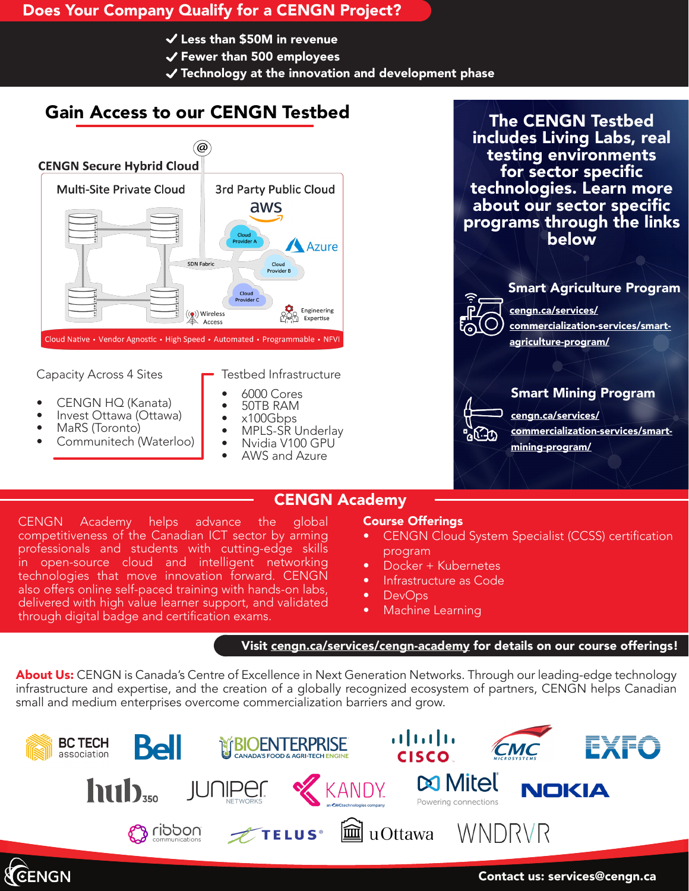## Does Your Company Qualify for a CENGN Project?

- ✔ Less than $50M in revenue
- ✔ Fewer than 500 employees
- ✔ Technology at the innovation and development phase

## Gain Access to our CENGN Testbed

CENGN Secure Hybrid Cloud

Multi-Site Private Cloud

3rd Party Public Cloud

aws

Cloud Provider A

Azure

SDN Fabric

Cloud Provider B

Cloud Provider C

Wireless Access

Engineering Expertise

Cloud Native • Vendor Agnostic • High Speed • Automated • Programmable • NFVI

Capacity Across 4 Sites

- CENGN HQ (Kanata)
- Invest Ottawa (Ottawa)
- MaRS (Toronto)
- Communitech (Waterloo)

Testbed Infrastructure

- 6000 Cores
- 50TB RAM
- x100Gbps
- MPLS-SR Underlay
- Nvidia V100 GPU
- AWS and Azure

**The CENGN Testbed includes Living Labs, real testing environments for sector specific technologies. Learn more about our sector specific programs through the links below**

### Smart Agriculture Program

cengn.ca/services/commercialization-services/smart-agriculture-program/

### Smart Mining Program

cengn.ca/services/commercialization-services/smart-mining-program/

## CENGN Academy

CENGN Academy helps advance the global competitiveness of the Canadian ICT sector by arming professionals and students with cutting-edge skills in open-source cloud and intelligent networking technologies that move innovation forward. CENGN also offers online self-paced training with hands-on labs, delivered with high value learner support, and validated through digital badge and certification exams.

**Course Offerings**

- CENGN Cloud System Specialist (CCSS) certification program
- Docker + Kubernetes
- Infrastructure as Code
- DevOps
- Machine Learning

**Visit cengn.ca/services/cengn-academy for details on our course offerings!**

**About Us:** CENGN is Canada's Centre of Excellence in Next Generation Networks. Through our leading-edge technology infrastructure and expertise, and the creation of a globally recognized ecosystem of partners, CENGN helps Canadian small and medium enterprises overcome commercialization barriers and grow.

BC TECH association · Bell · BIOENTERPRISE CANADA'S FOOD & AGRI-TECH ENGINE · CISCO · CMC MICROSYSTEMS · EXFO · hub350 · JUNIPER NETWORKS · KANDY an AVCtechnologies company · Mitel Powering connections · NOKIA · ribbon communications · TELUS · uOttawa · WNDRVR

CENGN

**Contact us: services@cengn.ca**